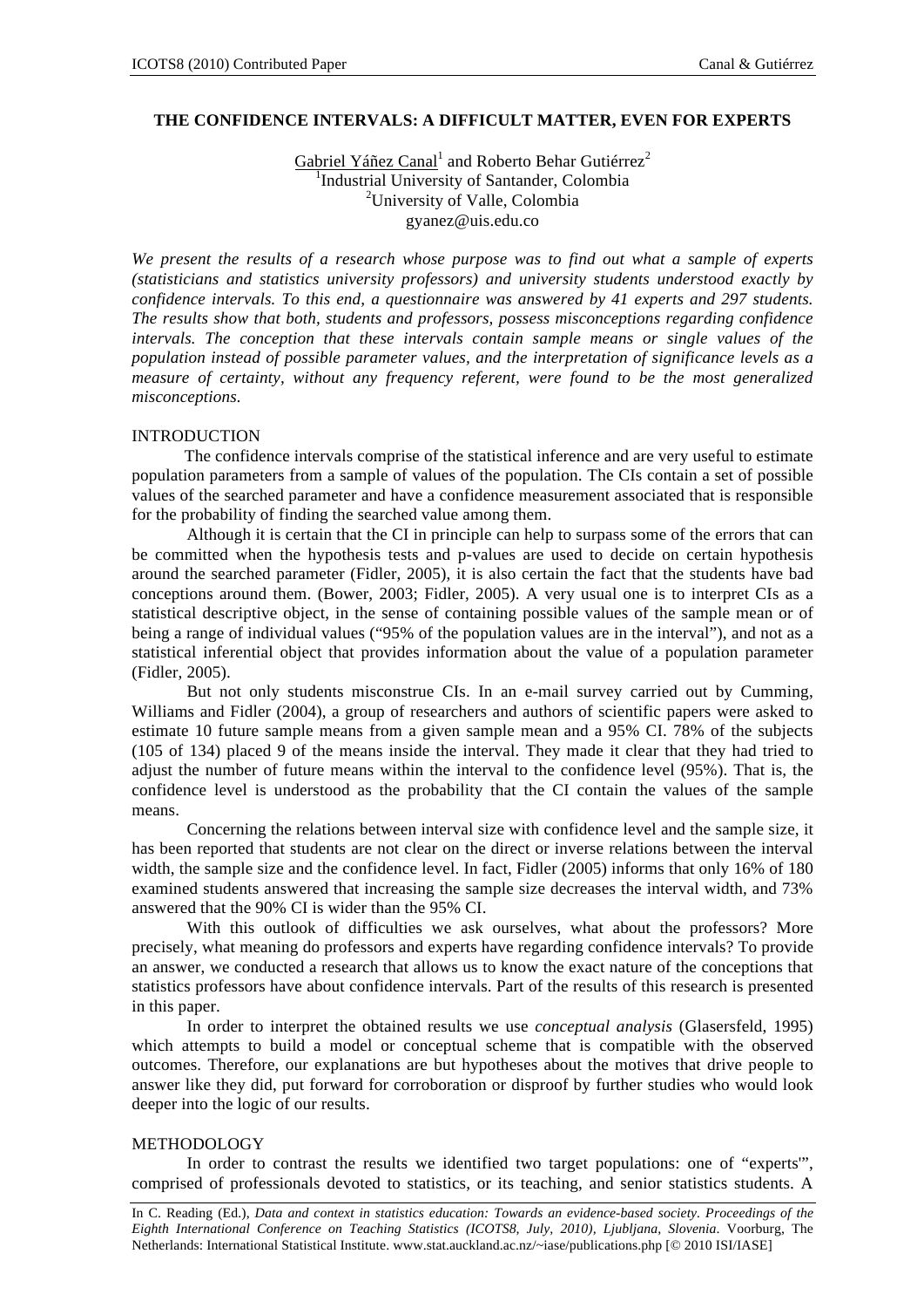# THE CONFIDENCE INTERVALS: A DIFFICULT MATTER, EVEN FOR EXPERTS

Gabriel Yáñez Canal[1] and Roberto Behar Gutiérrez[2]
[1]Industrial University of Santander, Colombia
[2]University of Valle, Colombia
gyanez@uis.edu.co

*We present the results of a research whose purpose was to find out what a sample of experts (statisticians and statistics university professors) and university students understood exactly by confidence intervals. To this end, a questionnaire was answered by 41 experts and 297 students. The results show that both, students and professors, possess misconceptions regarding confidence intervals. The conception that these intervals contain sample means or single values of the population instead of possible parameter values, and the interpretation of significance levels as a measure of certainty, without any frequency referent, were found to be the most generalized misconceptions.*

## INTRODUCTION

The confidence intervals comprise of the statistical inference and are very useful to estimate population parameters from a sample of values of the population. The CIs contain a set of possible values of the searched parameter and have a confidence measurement associated that is responsible for the probability of finding the searched value among them.

Although it is certain that the CI in principle can help to surpass some of the errors that can be committed when the hypothesis tests and p-values are used to decide on certain hypothesis around the searched parameter (Fidler, 2005), it is also certain the fact that the students have bad conceptions around them. (Bower, 2003; Fidler, 2005). A very usual one is to interpret CIs as a statistical descriptive object, in the sense of containing possible values of the sample mean or of being a range of individual values ("95% of the population values are in the interval"), and not as a statistical inferential object that provides information about the value of a population parameter (Fidler, 2005).

But not only students misconstrue CIs. In an e-mail survey carried out by Cumming, Williams and Fidler (2004), a group of researchers and authors of scientific papers were asked to estimate 10 future sample means from a given sample mean and a 95% CI. 78% of the subjects (105 of 134) placed 9 of the means inside the interval. They made it clear that they had tried to adjust the number of future means within the interval to the confidence level (95%). That is, the confidence level is understood as the probability that the CI contain the values of the sample means.

Concerning the relations between interval size with confidence level and the sample size, it has been reported that students are not clear on the direct or inverse relations between the interval width, the sample size and the confidence level. In fact, Fidler (2005) informs that only 16% of 180 examined students answered that increasing the sample size decreases the interval width, and 73% answered that the 90% CI is wider than the 95% CI.

With this outlook of difficulties we ask ourselves, what about the professors? More precisely, what meaning do professors and experts have regarding confidence intervals? To provide an answer, we conducted a research that allows us to know the exact nature of the conceptions that statistics professors have about confidence intervals. Part of the results of this research is presented in this paper.

In order to interpret the obtained results we use *conceptual analysis* (Glasersfeld, 1995) which attempts to build a model or conceptual scheme that is compatible with the observed outcomes. Therefore, our explanations are but hypotheses about the motives that drive people to answer like they did, put forward for corroboration or disproof by further studies who would look deeper into the logic of our results.

## METHODOLOGY

In order to contrast the results we identified two target populations: one of "experts'", comprised of professionals devoted to statistics, or its teaching, and senior statistics students. A

In C. Reading (Ed.), *Data and context in statistics education: Towards an evidence-based society. Proceedings of the Eighth International Conference on Teaching Statistics (ICOTS8, July, 2010), Ljubljana, Slovenia*. Voorburg, The Netherlands: International Statistical Institute. www.stat.auckland.ac.nz/~iase/publications.php [© 2010 ISI/IASE]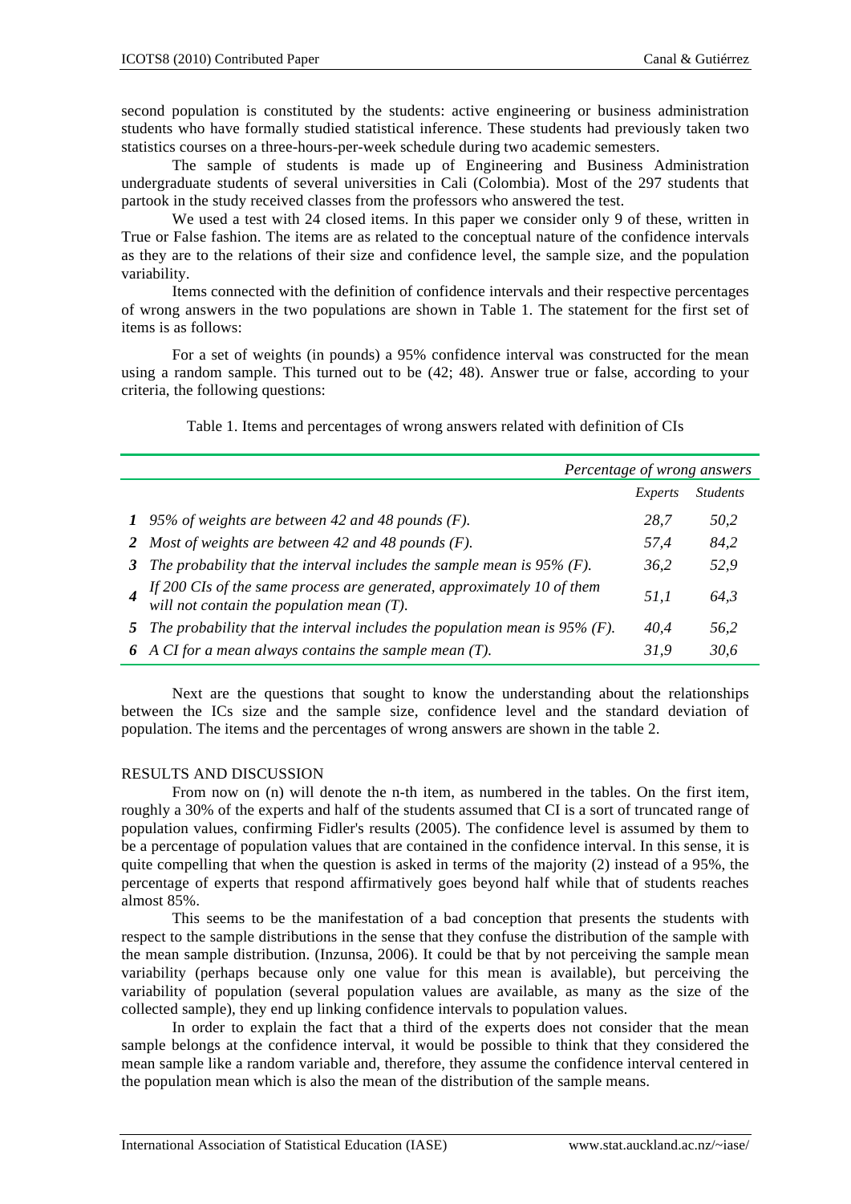second population is constituted by the students: active engineering or business administration students who have formally studied statistical inference. These students had previously taken two statistics courses on a three-hours-per-week schedule during two academic semesters.

The sample of students is made up of Engineering and Business Administration undergraduate students of several universities in Cali (Colombia). Most of the 297 students that partook in the study received classes from the professors who answered the test.

We used a test with 24 closed items. In this paper we consider only 9 of these, written in True or False fashion. The items are as related to the conceptual nature of the confidence intervals as they are to the relations of their size and confidence level, the sample size, and the population variability.

Items connected with the definition of confidence intervals and their respective percentages of wrong answers in the two populations are shown in Table 1. The statement for the first set of items is as follows:

For a set of weights (in pounds) a 95% confidence interval was constructed for the mean using a random sample. This turned out to be (42; 48). Answer true or false, according to your criteria, the following questions:

Table 1. Items and percentages of wrong answers related with definition of CIs

| | | *Percentage of wrong answers* | |
|---|---|---|---|
| | | *Experts* | *Students* |
| ***1*** | *95% of weights are between 42 and 48 pounds (F).* | *28,7* | *50,2* |
| ***2*** | *Most of weights are between 42 and 48 pounds (F).* | *57,4* | *84,2* |
| ***3*** | *The probability that the interval includes the sample mean is 95% (F).* | *36,2* | *52,9* |
| ***4*** | *If 200 CIs of the same process are generated, approximately 10 of them will not contain the population mean (T).* | *51,1* | *64,3* |
| ***5*** | *The probability that the interval includes the population mean is 95% (F).* | *40,4* | *56,2* |
| ***6*** | *A CI for a mean always contains the sample mean (T).* | *31,9* | *30,6* |

Next are the questions that sought to know the understanding about the relationships between the ICs size and the sample size, confidence level and the standard deviation of population. The items and the percentages of wrong answers are shown in the table 2.

## RESULTS AND DISCUSSION

From now on (n) will denote the n-th item, as numbered in the tables. On the first item, roughly a 30% of the experts and half of the students assumed that CI is a sort of truncated range of population values, confirming Fidler's results (2005). The confidence level is assumed by them to be a percentage of population values that are contained in the confidence interval. In this sense, it is quite compelling that when the question is asked in terms of the majority (2) instead of a 95%, the percentage of experts that respond affirmatively goes beyond half while that of students reaches almost 85%.

This seems to be the manifestation of a bad conception that presents the students with respect to the sample distributions in the sense that they confuse the distribution of the sample with the mean sample distribution. (Inzunsa, 2006). It could be that by not perceiving the sample mean variability (perhaps because only one value for this mean is available), but perceiving the variability of population (several population values are available, as many as the size of the collected sample), they end up linking confidence intervals to population values.

In order to explain the fact that a third of the experts does not consider that the mean sample belongs at the confidence interval, it would be possible to think that they considered the mean sample like a random variable and, therefore, they assume the confidence interval centered in the population mean which is also the mean of the distribution of the sample means.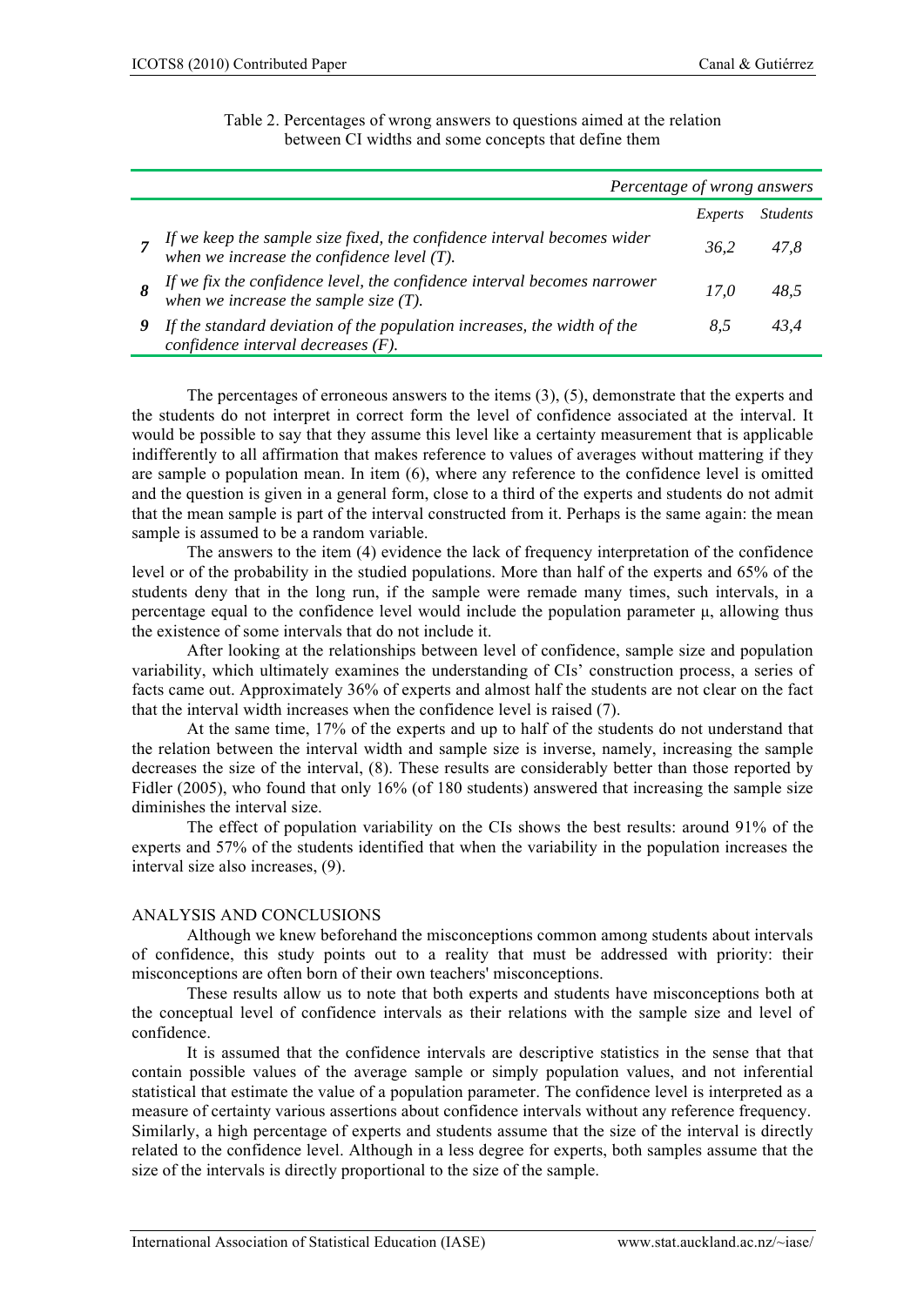Table 2. Percentages of wrong answers to questions aimed at the relation between CI widths and some concepts that define them

| | | *Percentage of wrong answers* | |
|---|---|---|---|
| | | *Experts* | *Students* |
| ***7*** | *If we keep the sample size fixed, the confidence interval becomes wider when we increase the confidence level (T).* | *36,2* | *47,8* |
| ***8*** | *If we fix the confidence level, the confidence interval becomes narrower when we increase the sample size (T).* | *17,0* | *48,5* |
| ***9*** | *If the standard deviation of the population increases, the width of the confidence interval decreases (F).* | *8,5* | *43,4* |

The percentages of erroneous answers to the items (3), (5), demonstrate that the experts and the students do not interpret in correct form the level of confidence associated at the interval. It would be possible to say that they assume this level like a certainty measurement that is applicable indifferently to all affirmation that makes reference to values of averages without mattering if they are sample o population mean. In item (6), where any reference to the confidence level is omitted and the question is given in a general form, close to a third of the experts and students do not admit that the mean sample is part of the interval constructed from it. Perhaps is the same again: the mean sample is assumed to be a random variable.

The answers to the item (4) evidence the lack of frequency interpretation of the confidence level or of the probability in the studied populations. More than half of the experts and 65% of the students deny that in the long run, if the sample were remade many times, such intervals, in a percentage equal to the confidence level would include the population parameter μ, allowing thus the existence of some intervals that do not include it.

After looking at the relationships between level of confidence, sample size and population variability, which ultimately examines the understanding of CIs' construction process, a series of facts came out. Approximately 36% of experts and almost half the students are not clear on the fact that the interval width increases when the confidence level is raised (7).

At the same time, 17% of the experts and up to half of the students do not understand that the relation between the interval width and sample size is inverse, namely, increasing the sample decreases the size of the interval, (8). These results are considerably better than those reported by Fidler (2005), who found that only 16% (of 180 students) answered that increasing the sample size diminishes the interval size.

The effect of population variability on the CIs shows the best results: around 91% of the experts and 57% of the students identified that when the variability in the population increases the interval size also increases, (9).

## ANALYSIS AND CONCLUSIONS

Although we knew beforehand the misconceptions common among students about intervals of confidence, this study points out to a reality that must be addressed with priority: their misconceptions are often born of their own teachers' misconceptions.

These results allow us to note that both experts and students have misconceptions both at the conceptual level of confidence intervals as their relations with the sample size and level of confidence.

It is assumed that the confidence intervals are descriptive statistics in the sense that that contain possible values of the average sample or simply population values, and not inferential statistical that estimate the value of a population parameter. The confidence level is interpreted as a measure of certainty various assertions about confidence intervals without any reference frequency. Similarly, a high percentage of experts and students assume that the size of the interval is directly related to the confidence level. Although in a less degree for experts, both samples assume that the size of the intervals is directly proportional to the size of the sample.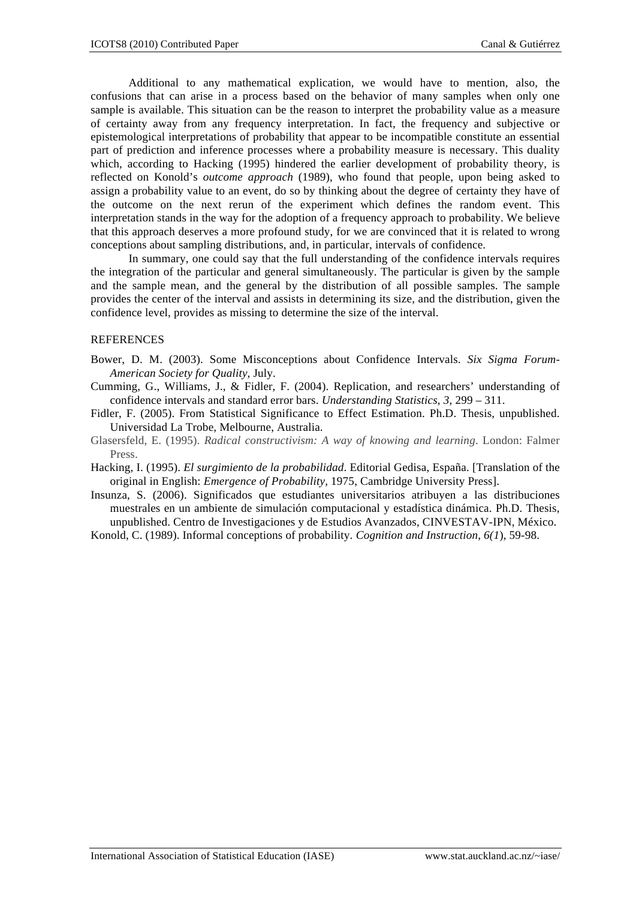Additional to any mathematical explication, we would have to mention, also, the confusions that can arise in a process based on the behavior of many samples when only one sample is available. This situation can be the reason to interpret the probability value as a measure of certainty away from any frequency interpretation. In fact, the frequency and subjective or epistemological interpretations of probability that appear to be incompatible constitute an essential part of prediction and inference processes where a probability measure is necessary. This duality which, according to Hacking (1995) hindered the earlier development of probability theory, is reflected on Konold's *outcome approach* (1989), who found that people, upon being asked to assign a probability value to an event, do so by thinking about the degree of certainty they have of the outcome on the next rerun of the experiment which defines the random event. This interpretation stands in the way for the adoption of a frequency approach to probability. We believe that this approach deserves a more profound study, for we are convinced that it is related to wrong conceptions about sampling distributions, and, in particular, intervals of confidence.

In summary, one could say that the full understanding of the confidence intervals requires the integration of the particular and general simultaneously. The particular is given by the sample and the sample mean, and the general by the distribution of all possible samples. The sample provides the center of the interval and assists in determining its size, and the distribution, given the confidence level, provides as missing to determine the size of the interval.

## REFERENCES

Bower, D. M. (2003). Some Misconceptions about Confidence Intervals. *Six Sigma Forum-American Society for Quality,* July.

Cumming, G., Williams, J., & Fidler, F. (2004). Replication, and researchers' understanding of confidence intervals and standard error bars. *Understanding Statistics, 3*, 299 – 311.

Fidler, F. (2005). From Statistical Significance to Effect Estimation. Ph.D. Thesis, unpublished. Universidad La Trobe, Melbourne, Australia.

Glasersfeld, E. (1995). *Radical constructivism: A way of knowing and learning*. London: Falmer Press.

Hacking, I. (1995). *El surgimiento de la probabilidad*. Editorial Gedisa, España. [Translation of the original in English: *Emergence of Probability*, 1975, Cambridge University Press].

Insunza, S. (2006). Significados que estudiantes universitarios atribuyen a las distribuciones muestrales en un ambiente de simulación computacional y estadística dinámica. Ph.D. Thesis, unpublished. Centro de Investigaciones y de Estudios Avanzados, CINVESTAV-IPN, México.

Konold, C. (1989). Informal conceptions of probability. *Cognition and Instruction*, *6(1*), 59-98.